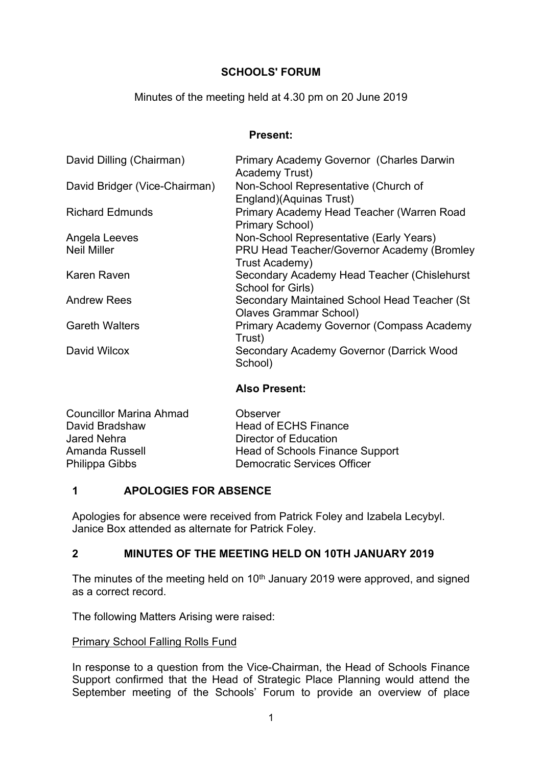# SCHOOLS' FORUM

Minutes of the meeting held at 4.30 pm on 20 June 2019

**Present:**

| | |
|---|---|
| David Dilling (Chairman) | Primary Academy Governor (Charles Darwin Academy Trust) |
| David Bridger (Vice-Chairman) | Non-School Representative (Church of England)(Aquinas Trust) |
| Richard Edmunds | Primary Academy Head Teacher (Warren Road Primary School) |
| Angela Leeves | Non-School Representative (Early Years) |
| Neil Miller | PRU Head Teacher/Governor Academy (Bromley Trust Academy) |
| Karen Raven | Secondary Academy Head Teacher (Chislehurst School for Girls) |
| Andrew Rees | Secondary Maintained School Head Teacher (St Olaves Grammar School) |
| Gareth Walters | Primary Academy Governor (Compass Academy Trust) |
| David Wilcox | Secondary Academy Governor (Darrick Wood School) |

**Also Present:**

| | |
|---|---|
| Councillor Marina Ahmad | Observer |
| David Bradshaw | Head of ECHS Finance |
| Jared Nehra | Director of Education |
| Amanda Russell | Head of Schools Finance Support |
| Philippa Gibbs | Democratic Services Officer |

## 1 APOLOGIES FOR ABSENCE

Apologies for absence were received from Patrick Foley and Izabela Lecybyl. Janice Box attended as alternate for Patrick Foley.

## 2 MINUTES OF THE MEETING HELD ON 10TH JANUARY 2019

The minutes of the meeting held on 10th January 2019 were approved, and signed as a correct record.

The following Matters Arising were raised:

Primary School Falling Rolls Fund

In response to a question from the Vice-Chairman, the Head of Schools Finance Support confirmed that the Head of Strategic Place Planning would attend the September meeting of the Schools' Forum to provide an overview of place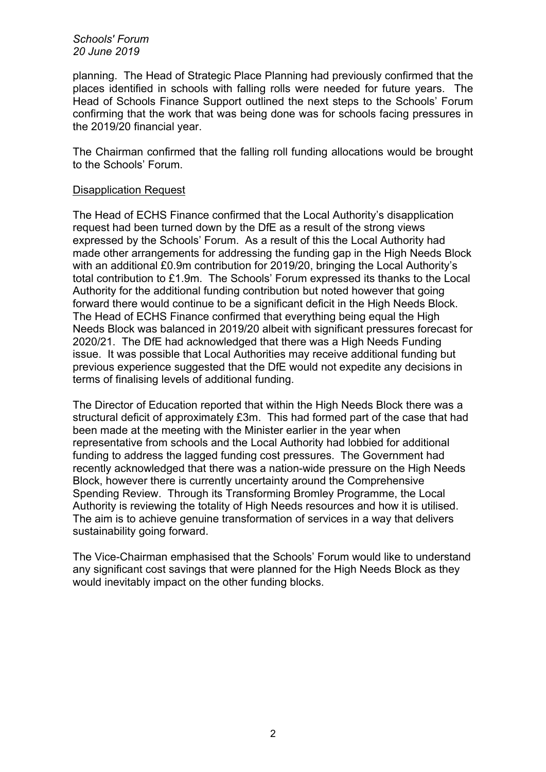planning. The Head of Strategic Place Planning had previously confirmed that the places identified in schools with falling rolls were needed for future years. The Head of Schools Finance Support outlined the next steps to the Schools' Forum confirming that the work that was being done was for schools facing pressures in the 2019/20 financial year.

The Chairman confirmed that the falling roll funding allocations would be brought to the Schools' Forum.

Disapplication Request

The Head of ECHS Finance confirmed that the Local Authority's disapplication request had been turned down by the DfE as a result of the strong views expressed by the Schools' Forum. As a result of this the Local Authority had made other arrangements for addressing the funding gap in the High Needs Block with an additional £0.9m contribution for 2019/20, bringing the Local Authority's total contribution to £1.9m. The Schools' Forum expressed its thanks to the Local Authority for the additional funding contribution but noted however that going forward there would continue to be a significant deficit in the High Needs Block. The Head of ECHS Finance confirmed that everything being equal the High Needs Block was balanced in 2019/20 albeit with significant pressures forecast for 2020/21. The DfE had acknowledged that there was a High Needs Funding issue. It was possible that Local Authorities may receive additional funding but previous experience suggested that the DfE would not expedite any decisions in terms of finalising levels of additional funding.

The Director of Education reported that within the High Needs Block there was a structural deficit of approximately £3m. This had formed part of the case that had been made at the meeting with the Minister earlier in the year when representative from schools and the Local Authority had lobbied for additional funding to address the lagged funding cost pressures. The Government had recently acknowledged that there was a nation-wide pressure on the High Needs Block, however there is currently uncertainty around the Comprehensive Spending Review. Through its Transforming Bromley Programme, the Local Authority is reviewing the totality of High Needs resources and how it is utilised. The aim is to achieve genuine transformation of services in a way that delivers sustainability going forward.

The Vice-Chairman emphasised that the Schools' Forum would like to understand any significant cost savings that were planned for the High Needs Block as they would inevitably impact on the other funding blocks.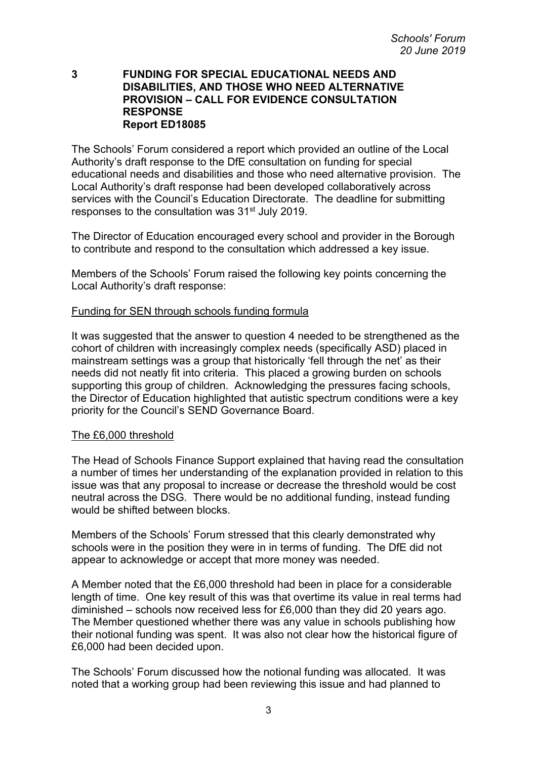## 3 FUNDING FOR SPECIAL EDUCATIONAL NEEDS AND DISABILITIES, AND THOSE WHO NEED ALTERNATIVE PROVISION – CALL FOR EVIDENCE CONSULTATION RESPONSE Report ED18085

The Schools' Forum considered a report which provided an outline of the Local Authority's draft response to the DfE consultation on funding for special educational needs and disabilities and those who need alternative provision. The Local Authority's draft response had been developed collaboratively across services with the Council's Education Directorate. The deadline for submitting responses to the consultation was 31st July 2019.

The Director of Education encouraged every school and provider in the Borough to contribute and respond to the consultation which addressed a key issue.

Members of the Schools' Forum raised the following key points concerning the Local Authority's draft response:

Funding for SEN through schools funding formula

It was suggested that the answer to question 4 needed to be strengthened as the cohort of children with increasingly complex needs (specifically ASD) placed in mainstream settings was a group that historically 'fell through the net' as their needs did not neatly fit into criteria. This placed a growing burden on schools supporting this group of children. Acknowledging the pressures facing schools, the Director of Education highlighted that autistic spectrum conditions were a key priority for the Council's SEND Governance Board.

The £6,000 threshold

The Head of Schools Finance Support explained that having read the consultation a number of times her understanding of the explanation provided in relation to this issue was that any proposal to increase or decrease the threshold would be cost neutral across the DSG. There would be no additional funding, instead funding would be shifted between blocks.

Members of the Schools' Forum stressed that this clearly demonstrated why schools were in the position they were in in terms of funding. The DfE did not appear to acknowledge or accept that more money was needed.

A Member noted that the £6,000 threshold had been in place for a considerable length of time. One key result of this was that overtime its value in real terms had diminished – schools now received less for £6,000 than they did 20 years ago. The Member questioned whether there was any value in schools publishing how their notional funding was spent. It was also not clear how the historical figure of £6,000 had been decided upon.

The Schools' Forum discussed how the notional funding was allocated. It was noted that a working group had been reviewing this issue and had planned to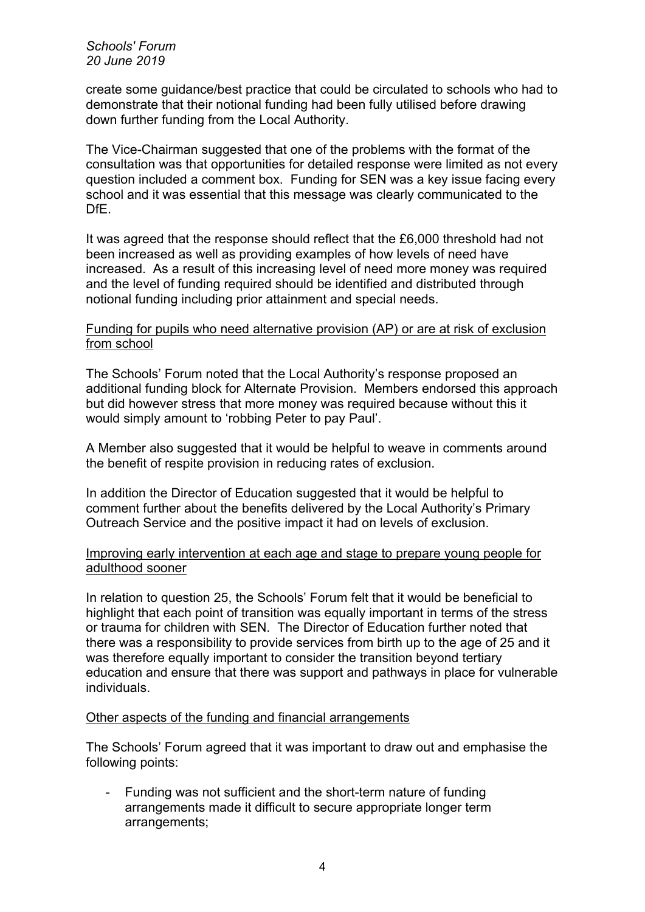create some guidance/best practice that could be circulated to schools who had to demonstrate that their notional funding had been fully utilised before drawing down further funding from the Local Authority.

The Vice-Chairman suggested that one of the problems with the format of the consultation was that opportunities for detailed response were limited as not every question included a comment box. Funding for SEN was a key issue facing every school and it was essential that this message was clearly communicated to the DfE.

It was agreed that the response should reflect that the £6,000 threshold had not been increased as well as providing examples of how levels of need have increased. As a result of this increasing level of need more money was required and the level of funding required should be identified and distributed through notional funding including prior attainment and special needs.

<u>Funding for pupils who need alternative provision (AP) or are at risk of exclusion from school</u>

The Schools' Forum noted that the Local Authority's response proposed an additional funding block for Alternate Provision. Members endorsed this approach but did however stress that more money was required because without this it would simply amount to 'robbing Peter to pay Paul'.

A Member also suggested that it would be helpful to weave in comments around the benefit of respite provision in reducing rates of exclusion.

In addition the Director of Education suggested that it would be helpful to comment further about the benefits delivered by the Local Authority's Primary Outreach Service and the positive impact it had on levels of exclusion.

<u>Improving early intervention at each age and stage to prepare young people for adulthood sooner</u>

In relation to question 25, the Schools' Forum felt that it would be beneficial to highlight that each point of transition was equally important in terms of the stress or trauma for children with SEN. The Director of Education further noted that there was a responsibility to provide services from birth up to the age of 25 and it was therefore equally important to consider the transition beyond tertiary education and ensure that there was support and pathways in place for vulnerable individuals.

<u>Other aspects of the funding and financial arrangements</u>

The Schools' Forum agreed that it was important to draw out and emphasise the following points:

- Funding was not sufficient and the short-term nature of funding arrangements made it difficult to secure appropriate longer term arrangements;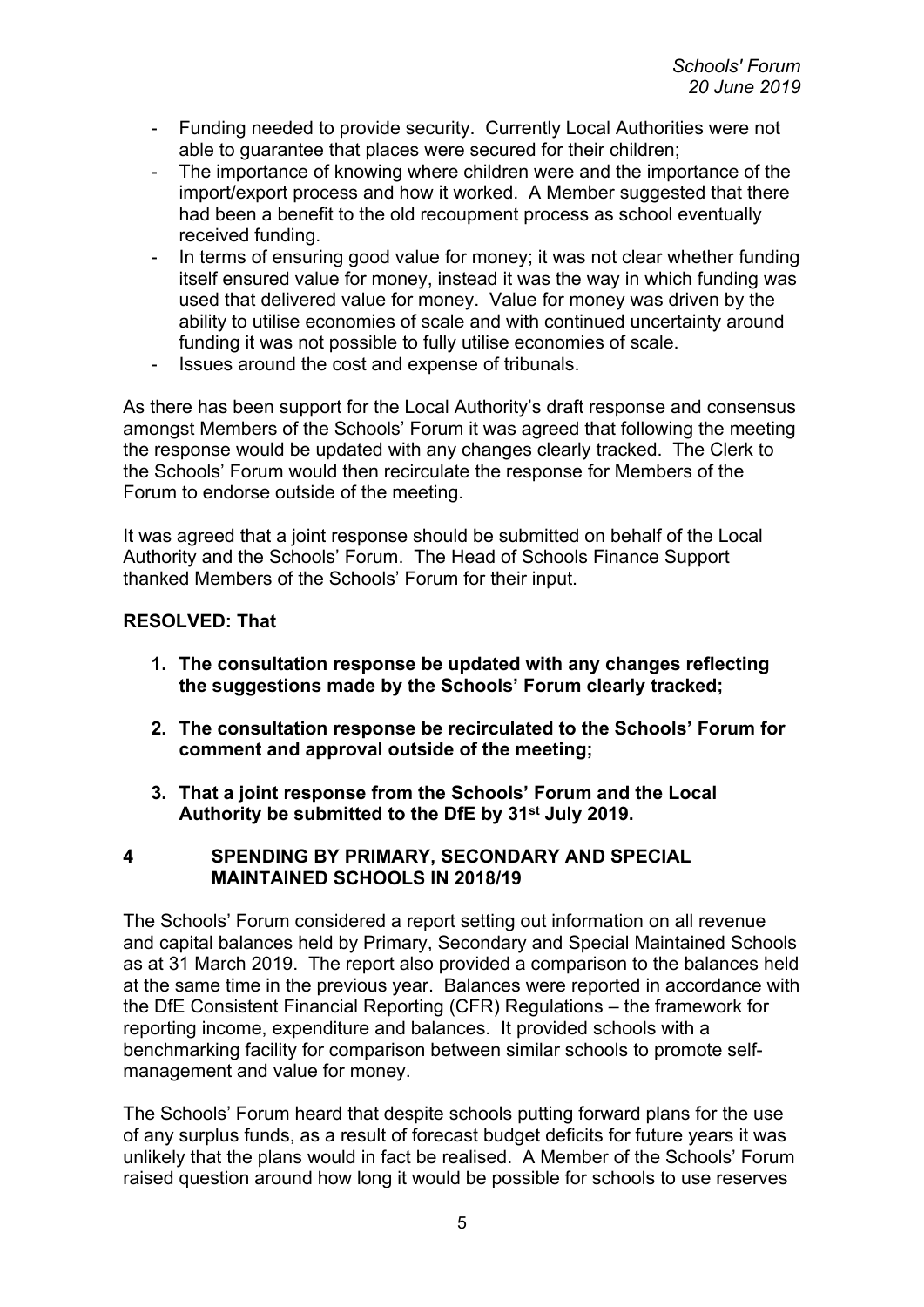- Funding needed to provide security. Currently Local Authorities were not able to guarantee that places were secured for their children;
- The importance of knowing where children were and the importance of the import/export process and how it worked. A Member suggested that there had been a benefit to the old recoupment process as school eventually received funding.
- In terms of ensuring good value for money; it was not clear whether funding itself ensured value for money, instead it was the way in which funding was used that delivered value for money. Value for money was driven by the ability to utilise economies of scale and with continued uncertainty around funding it was not possible to fully utilise economies of scale.
- Issues around the cost and expense of tribunals.

As there has been support for the Local Authority's draft response and consensus amongst Members of the Schools' Forum it was agreed that following the meeting the response would be updated with any changes clearly tracked. The Clerk to the Schools' Forum would then recirculate the response for Members of the Forum to endorse outside of the meeting.

It was agreed that a joint response should be submitted on behalf of the Local Authority and the Schools' Forum. The Head of Schools Finance Support thanked Members of the Schools' Forum for their input.

**RESOLVED: That**

1. **The consultation response be updated with any changes reflecting the suggestions made by the Schools' Forum clearly tracked;**
2. **The consultation response be recirculated to the Schools' Forum for comment and approval outside of the meeting;**
3. **That a joint response from the Schools' Forum and the Local Authority be submitted to the DfE by 31st July 2019.**

## 4 SPENDING BY PRIMARY, SECONDARY AND SPECIAL MAINTAINED SCHOOLS IN 2018/19

The Schools' Forum considered a report setting out information on all revenue and capital balances held by Primary, Secondary and Special Maintained Schools as at 31 March 2019. The report also provided a comparison to the balances held at the same time in the previous year. Balances were reported in accordance with the DfE Consistent Financial Reporting (CFR) Regulations – the framework for reporting income, expenditure and balances. It provided schools with a benchmarking facility for comparison between similar schools to promote self-management and value for money.

The Schools' Forum heard that despite schools putting forward plans for the use of any surplus funds, as a result of forecast budget deficits for future years it was unlikely that the plans would in fact be realised. A Member of the Schools' Forum raised question around how long it would be possible for schools to use reserves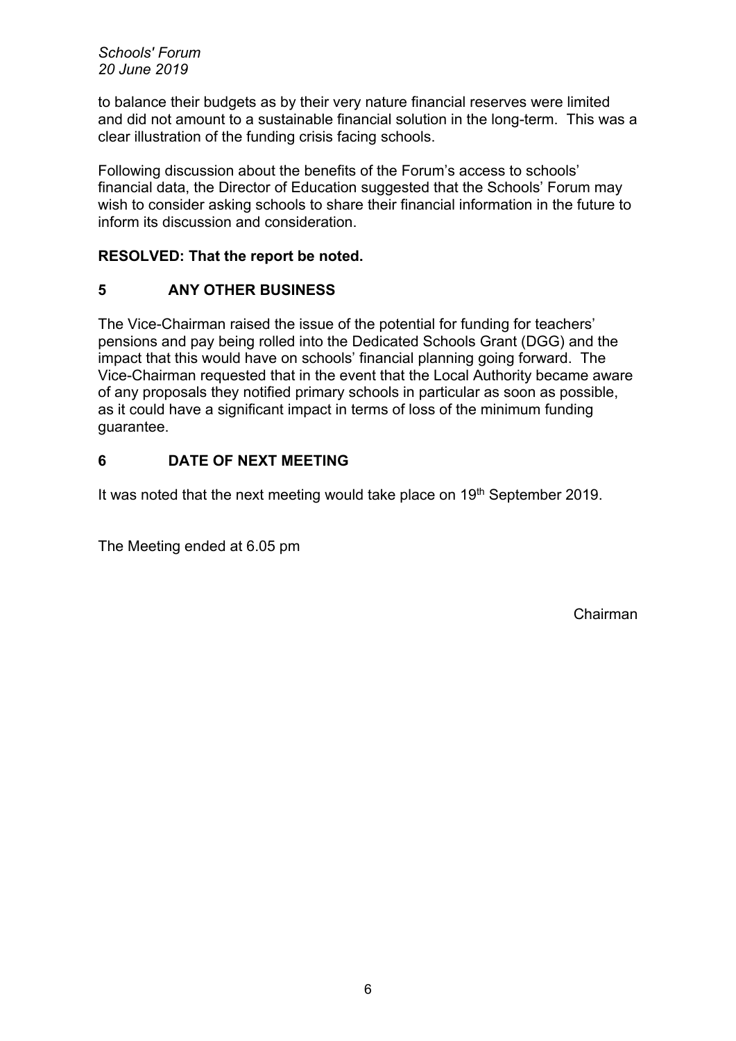to balance their budgets as by their very nature financial reserves were limited and did not amount to a sustainable financial solution in the long-term. This was a clear illustration of the funding crisis facing schools.

Following discussion about the benefits of the Forum's access to schools' financial data, the Director of Education suggested that the Schools' Forum may wish to consider asking schools to share their financial information in the future to inform its discussion and consideration.

**RESOLVED: That the report be noted.**

## 5 ANY OTHER BUSINESS

The Vice-Chairman raised the issue of the potential for funding for teachers' pensions and pay being rolled into the Dedicated Schools Grant (DGG) and the impact that this would have on schools' financial planning going forward. The Vice-Chairman requested that in the event that the Local Authority became aware of any proposals they notified primary schools in particular as soon as possible, as it could have a significant impact in terms of loss of the minimum funding guarantee.

## 6 DATE OF NEXT MEETING

It was noted that the next meeting would take place on 19th September 2019.

The Meeting ended at 6.05 pm

Chairman